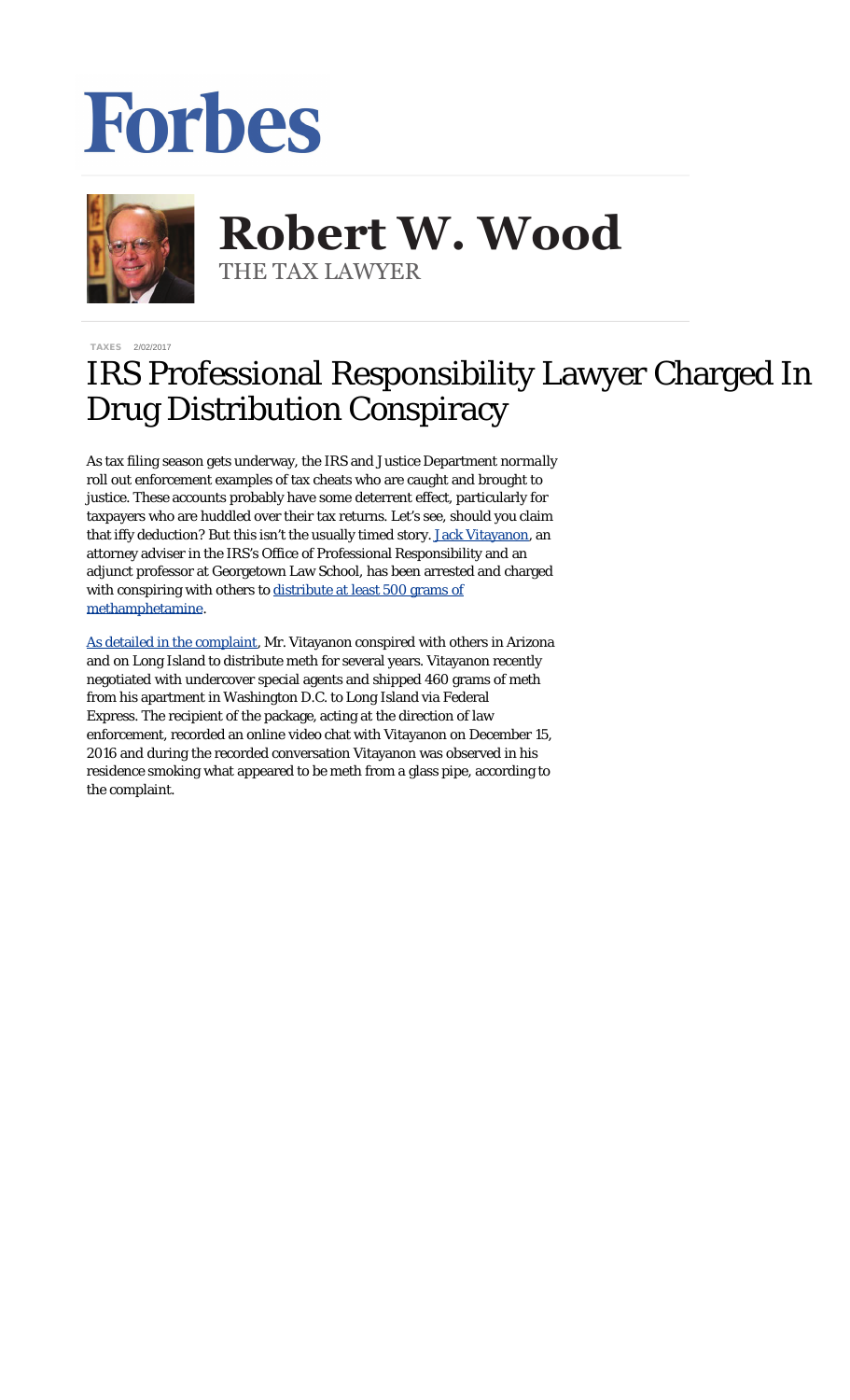# Forbes

## Robert W. Wood

THE TAX LAWYER

TAXES 2/02/2017

# IRS Professional Responsibility Lawyer Charged In Drug Distribution Conspiracy

As tax filing season gets underway, the IRS and Justice Department *normally* roll out enforcement examples of tax cheats who are caught and brought to justice. These accounts probably have some deterrent effect, particularly for taxpayers who are huddled over their tax returns. Let's see, should you claim that iffy deduction? But this isn't the usually timed story. [Jack Vitayanon](), an attorney adviser in the IRS's Office of Professional Responsibility and an adjunct professor at Georgetown Law School, has been arrested and charged with conspiring with others to [distribute at least 500 grams of methamphetamine]().

[As detailed in the complaint](), Mr. Vitayanon conspired with others in Arizona and on Long Island to distribute meth for several years. Vitayanon recently negotiated with undercover special agents and shipped 460 grams of meth from his apartment in Washington D.C. to Long Island via Federal Express. The recipient of the package, acting at the direction of law enforcement, recorded an online video chat with Vitayanon on December 15, 2016 and during the recorded conversation Vitayanon was observed in his residence smoking what appeared to be meth from a glass pipe, according to the complaint.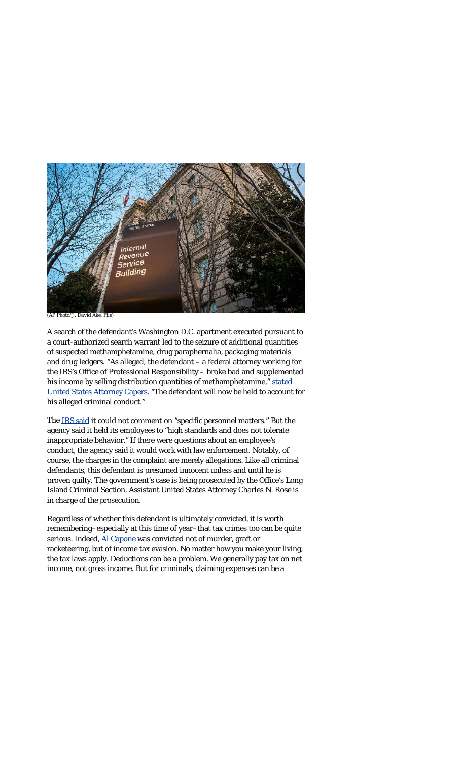(AP Photo/J. David Ake, File)

A search of the defendant's Washington D.C. apartment executed pursuant to a court-authorized search warrant led to the seizure of additional quantities of suspected methamphetamine, drug paraphernalia, packaging materials and drug ledgers. "As alleged, the defendant – a federal attorney working for the IRS's Office of Professional Responsibility – broke bad and supplemented his income by selling distribution quantities of methamphetamine," [stated United States Attorney Capers](). "The defendant will now be held to account for his alleged criminal conduct."

The [IRS said]() it could not comment on "specific personnel matters." But the agency said it held its employees to "high standards and does not tolerate inappropriate behavior." If there were questions about an employee's conduct, the agency said it would work with law enforcement. Notably, of course, the charges in the complaint are merely allegations. Like all criminal defendants, this defendant is presumed innocent unless and until he is proven guilty. The government's case is being prosecuted by the Office's Long Island Criminal Section. Assistant United States Attorney Charles N. Rose is in charge of the prosecution.

Regardless of whether this defendant is ultimately convicted, it is worth remembering–especially at this time of year–that tax crimes too can be quite serious. Indeed, [Al Capone]() was convicted not of murder, graft or racketeering, but of income tax evasion. No matter how you make your living, the tax laws apply. Deductions can be a problem. We generally pay tax on net income, not gross income. But for criminals, claiming expenses can be a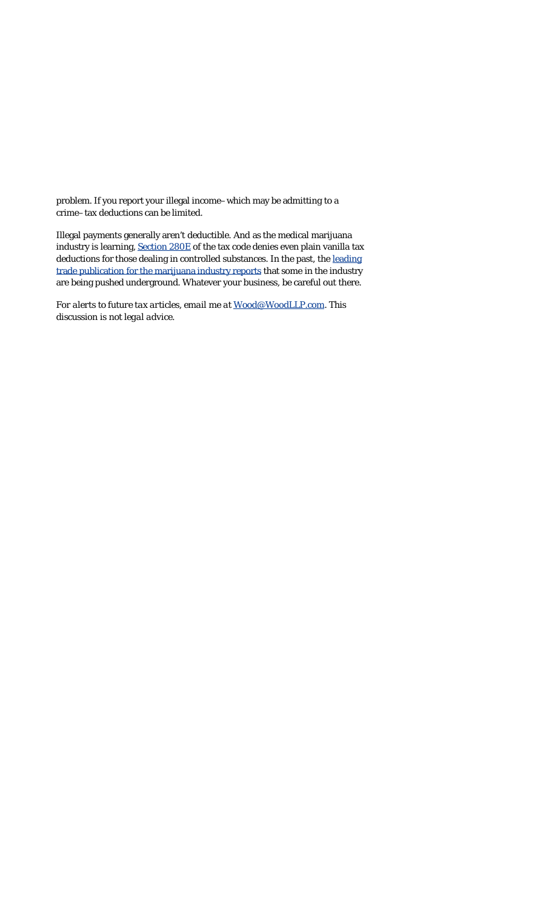problem. If you report your illegal income–which may be admitting to a crime–tax deductions can be limited.

Illegal payments generally aren't deductible. And as the medical marijuana industry is learning, Section 280E of the tax code denies even plain vanilla tax deductions for those dealing in controlled substances. In the past, the leading trade publication for the marijuana industry reports that some in the industry are being pushed underground. Whatever your business, be careful out there.

*For alerts to future tax articles, email me at* Wood@WoodLLP.com*. This discussion is not legal advice.*